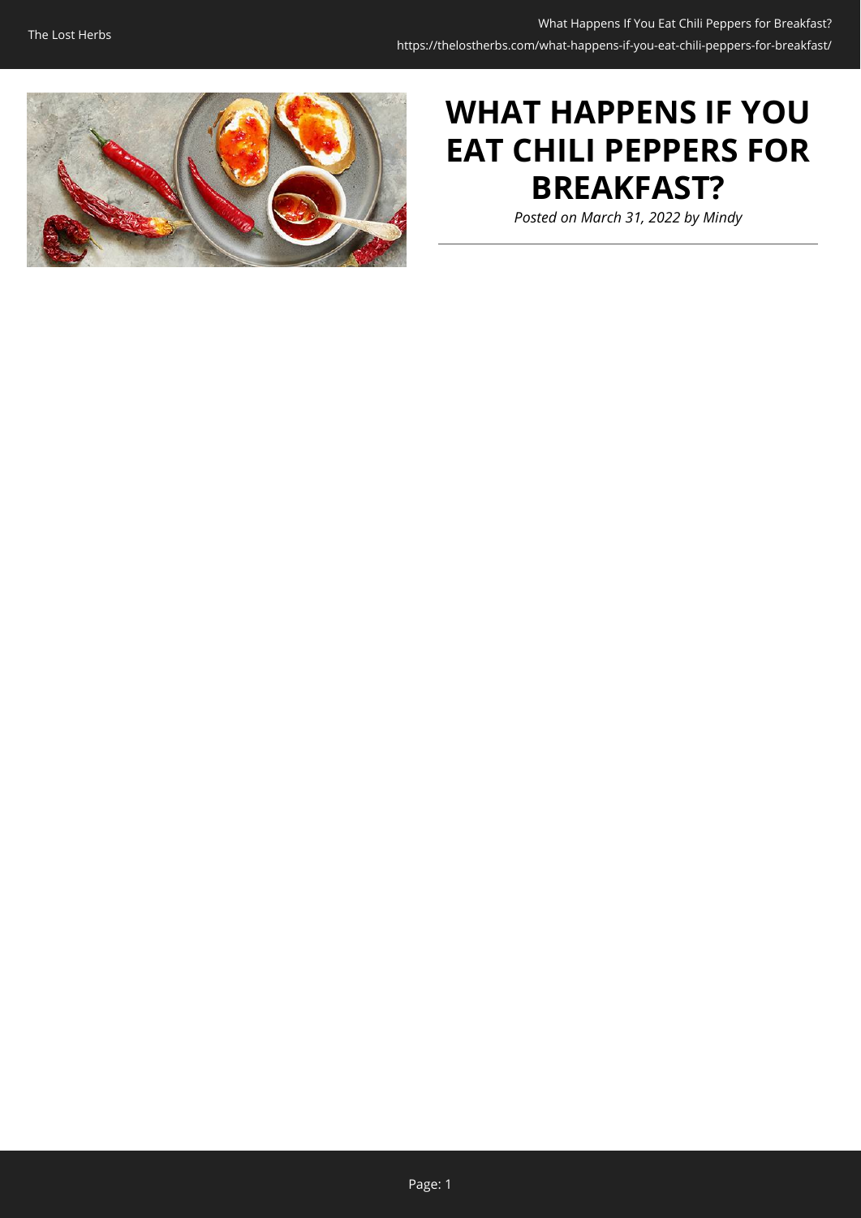# WHAT HAPPENS IF YOU EAT CHILI PEPPERS FOR BREAKFAST?

*Posted on March 31, 2022 by Mindy*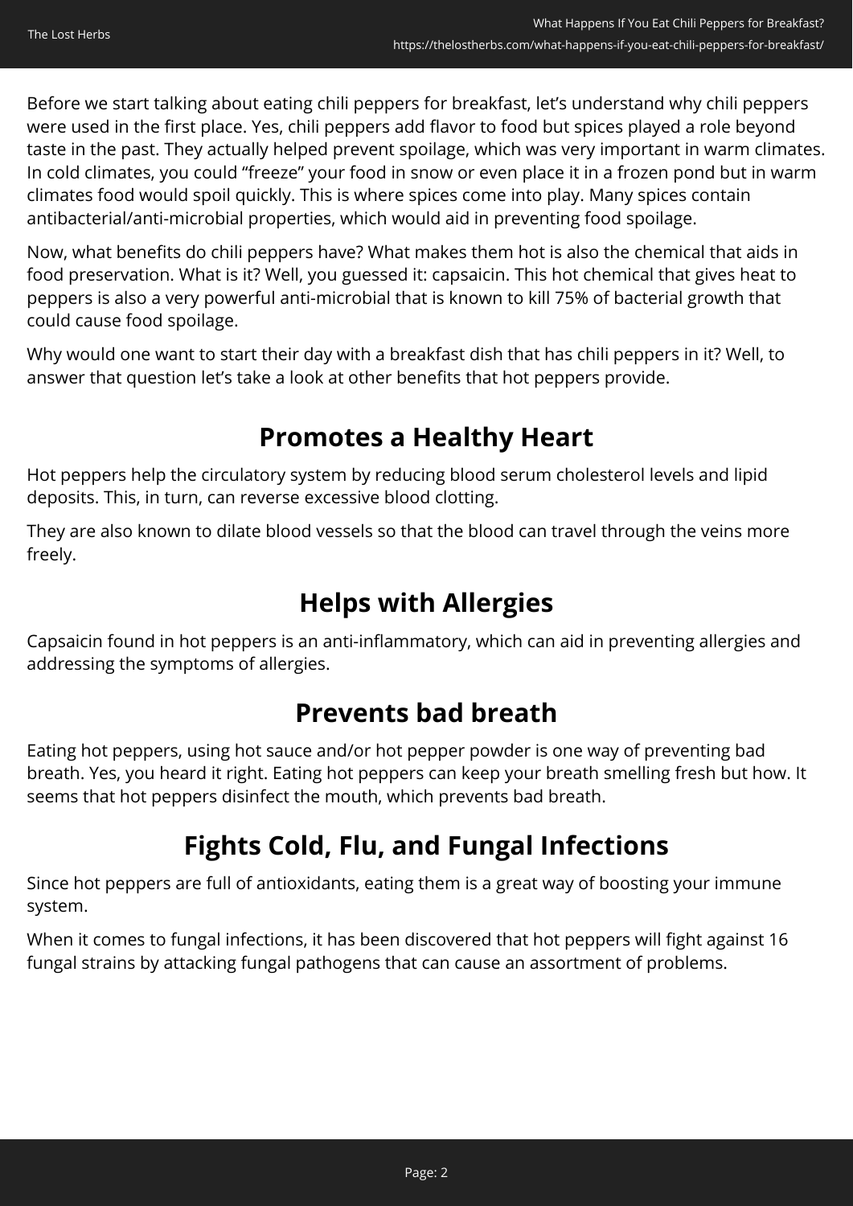Before we start talking about eating chili peppers for breakfast, let's understand why chili peppers were used in the first place. Yes, chili peppers add flavor to food but spices played a role beyond taste in the past. They actually helped prevent spoilage, which was very important in warm climates. In cold climates, you could "freeze" your food in snow or even place it in a frozen pond but in warm climates food would spoil quickly. This is where spices come into play. Many spices contain antibacterial/anti-microbial properties, which would aid in preventing food spoilage.

Now, what benefits do chili peppers have? What makes them hot is also the chemical that aids in food preservation. What is it? Well, you guessed it: capsaicin. This hot chemical that gives heat to peppers is also a very powerful anti-microbial that is known to kill 75% of bacterial growth that could cause food spoilage.

Why would one want to start their day with a breakfast dish that has chili peppers in it? Well, to answer that question let's take a look at other benefits that hot peppers provide.

## Promotes a Healthy Heart

Hot peppers help the circulatory system by reducing blood serum cholesterol levels and lipid deposits. This, in turn, can reverse excessive blood clotting.

They are also known to dilate blood vessels so that the blood can travel through the veins more freely.

## Helps with Allergies

Capsaicin found in hot peppers is an anti-inflammatory, which can aid in preventing allergies and addressing the symptoms of allergies.

## Prevents bad breath

Eating hot peppers, using hot sauce and/or hot pepper powder is one way of preventing bad breath. Yes, you heard it right. Eating hot peppers can keep your breath smelling fresh but how. It seems that hot peppers disinfect the mouth, which prevents bad breath.

## Fights Cold, Flu, and Fungal Infections

Since hot peppers are full of antioxidants, eating them is a great way of boosting your immune system.

When it comes to fungal infections, it has been discovered that hot peppers will fight against 16 fungal strains by attacking fungal pathogens that can cause an assortment of problems.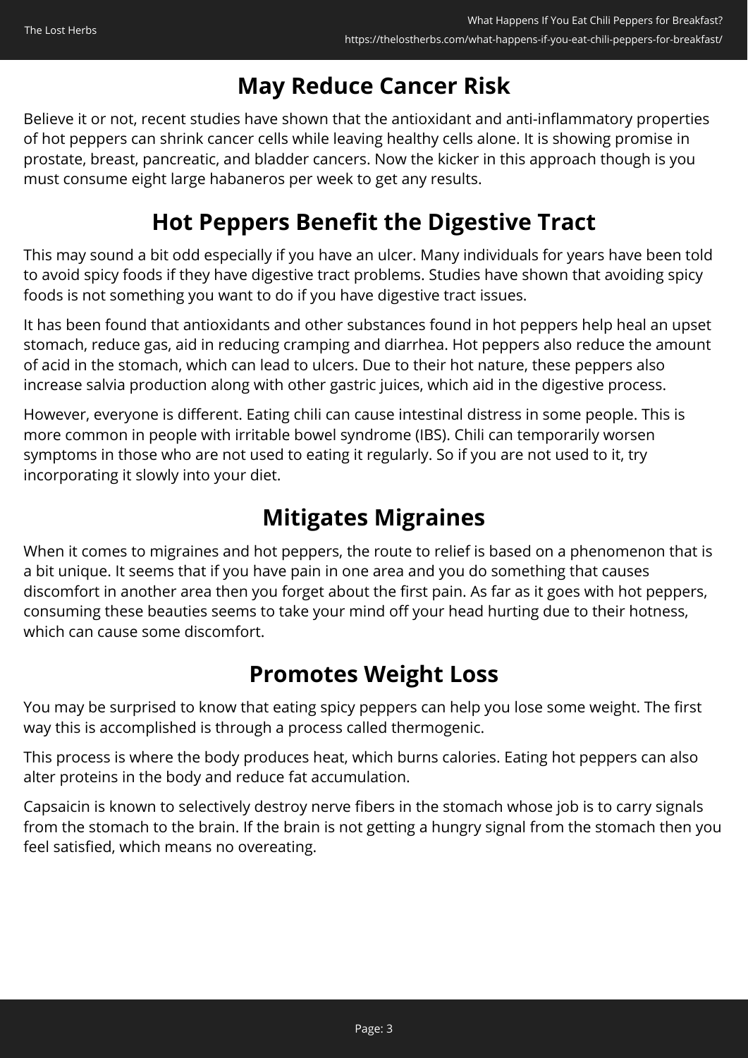## May Reduce Cancer Risk

Believe it or not, recent studies have shown that the antioxidant and anti-inflammatory properties of hot peppers can shrink cancer cells while leaving healthy cells alone. It is showing promise in prostate, breast, pancreatic, and bladder cancers. Now the kicker in this approach though is you must consume eight large habaneros per week to get any results.

## Hot Peppers Benefit the Digestive Tract

This may sound a bit odd especially if you have an ulcer. Many individuals for years have been told to avoid spicy foods if they have digestive tract problems. Studies have shown that avoiding spicy foods is not something you want to do if you have digestive tract issues.

It has been found that antioxidants and other substances found in hot peppers help heal an upset stomach, reduce gas, aid in reducing cramping and diarrhea. Hot peppers also reduce the amount of acid in the stomach, which can lead to ulcers. Due to their hot nature, these peppers also increase salvia production along with other gastric juices, which aid in the digestive process.

However, everyone is different. Eating chili can cause intestinal distress in some people. This is more common in people with irritable bowel syndrome (IBS). Chili can temporarily worsen symptoms in those who are not used to eating it regularly. So if you are not used to it, try incorporating it slowly into your diet.

## Mitigates Migraines

When it comes to migraines and hot peppers, the route to relief is based on a phenomenon that is a bit unique. It seems that if you have pain in one area and you do something that causes discomfort in another area then you forget about the first pain. As far as it goes with hot peppers, consuming these beauties seems to take your mind off your head hurting due to their hotness, which can cause some discomfort.

## Promotes Weight Loss

You may be surprised to know that eating spicy peppers can help you lose some weight. The first way this is accomplished is through a process called thermogenic.

This process is where the body produces heat, which burns calories. Eating hot peppers can also alter proteins in the body and reduce fat accumulation.

Capsaicin is known to selectively destroy nerve fibers in the stomach whose job is to carry signals from the stomach to the brain. If the brain is not getting a hungry signal from the stomach then you feel satisfied, which means no overeating.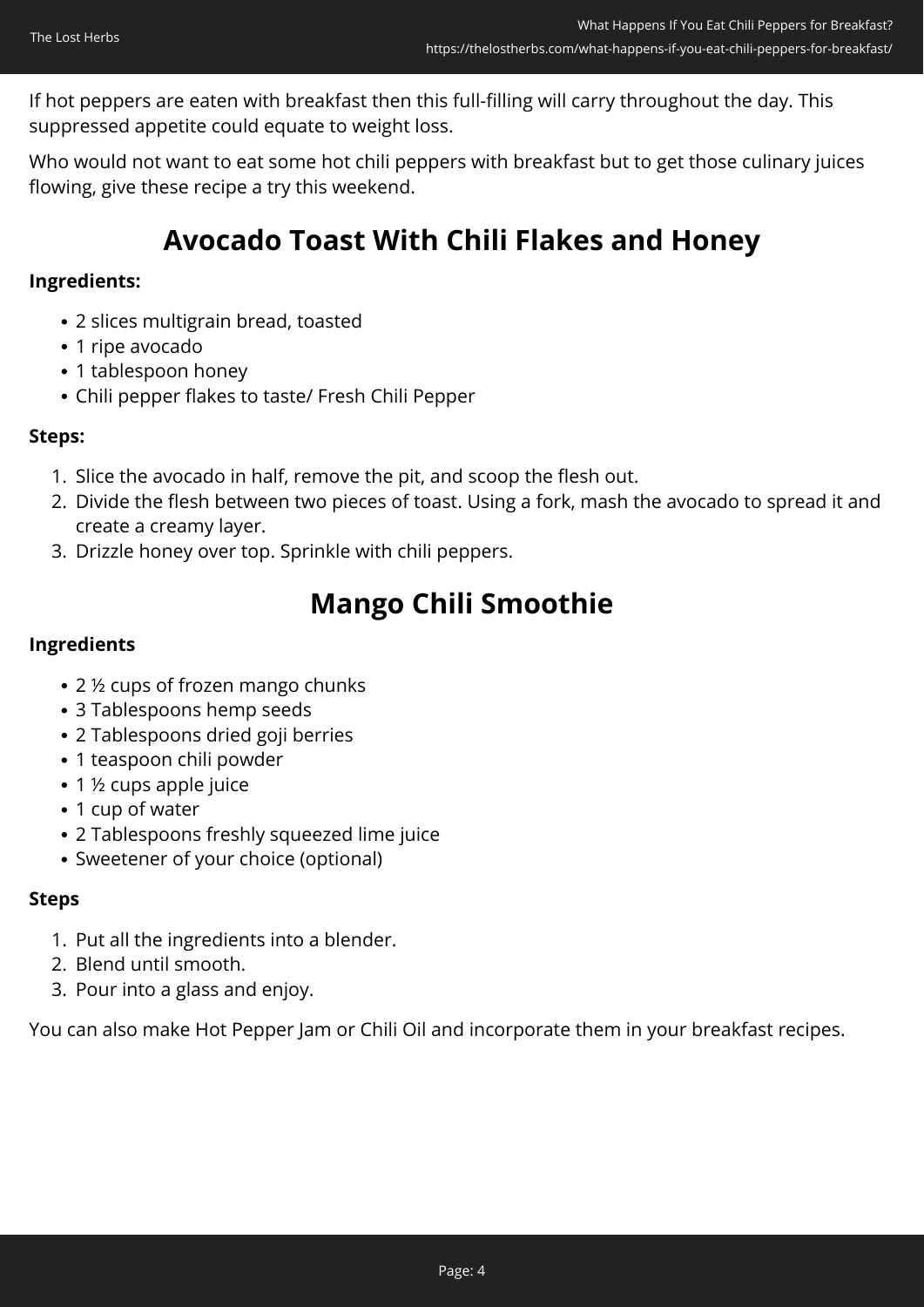If hot peppers are eaten with breakfast then this full-filling will carry throughout the day. This suppressed appetite could equate to weight loss.

Who would not want to eat some hot chili peppers with breakfast but to get those culinary juices flowing, give these recipe a try this weekend.

## Avocado Toast With Chili Flakes and Honey

**Ingredients:**

- 2 slices multigrain bread, toasted
- 1 ripe avocado
- 1 tablespoon honey
- Chili pepper flakes to taste/ Fresh Chili Pepper

**Steps:**

1. Slice the avocado in half, remove the pit, and scoop the flesh out.
2. Divide the flesh between two pieces of toast. Using a fork, mash the avocado to spread it and create a creamy layer.
3. Drizzle honey over top. Sprinkle with chili peppers.

## Mango Chili Smoothie

**Ingredients**

- 2 ½ cups of frozen mango chunks
- 3 Tablespoons hemp seeds
- 2 Tablespoons dried goji berries
- 1 teaspoon chili powder
- 1 ½ cups apple juice
- 1 cup of water
- 2 Tablespoons freshly squeezed lime juice
- Sweetener of your choice (optional)

**Steps**

1. Put all the ingredients into a blender.
2. Blend until smooth.
3. Pour into a glass and enjoy.

You can also make Hot Pepper Jam or Chili Oil and incorporate them in your breakfast recipes.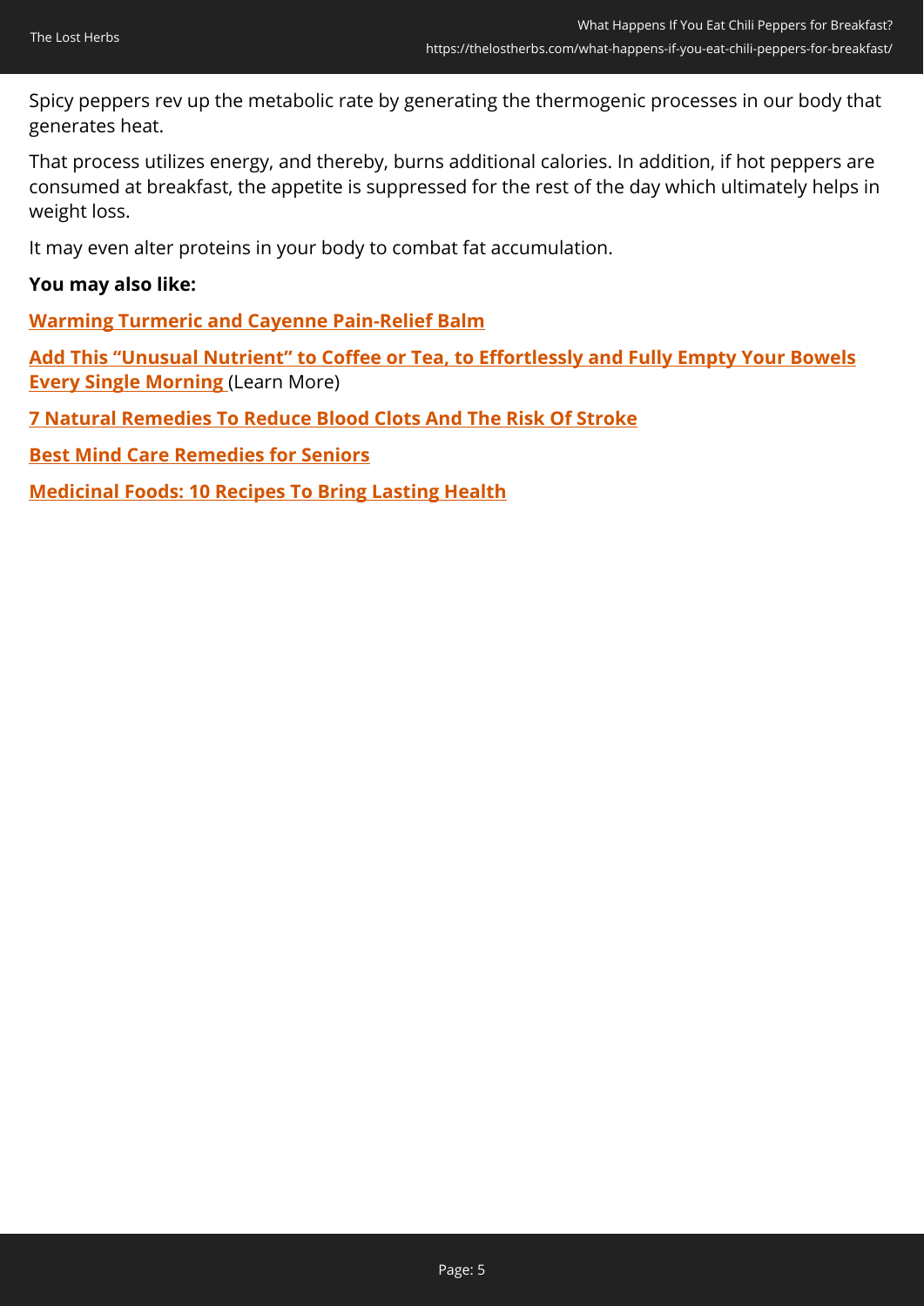Spicy peppers rev up the metabolic rate by generating the thermogenic processes in our body that generates heat.

That process utilizes energy, and thereby, burns additional calories. In addition, if hot peppers are consumed at breakfast, the appetite is suppressed for the rest of the day which ultimately helps in weight loss.

It may even alter proteins in your body to combat fat accumulation.

**You may also like:**

**Warming Turmeric and Cayenne Pain-Relief Balm**

**Add This "Unusual Nutrient" to Coffee or Tea, to Effortlessly and Fully Empty Your Bowels Every Single Morning** (Learn More)

**7 Natural Remedies To Reduce Blood Clots And The Risk Of Stroke**

**Best Mind Care Remedies for Seniors**

**Medicinal Foods: 10 Recipes To Bring Lasting Health**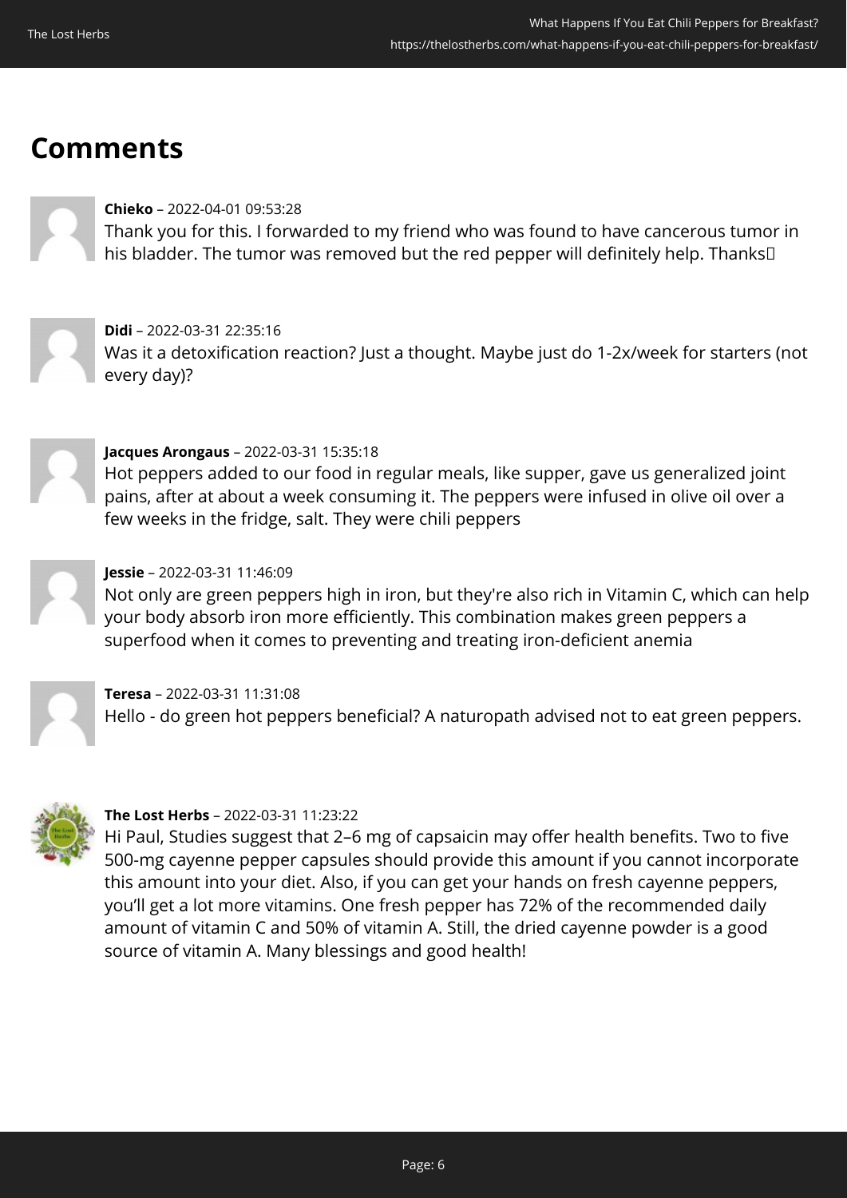## Comments

**Chieko** – 2022-04-01 09:53:28

Thank you for this. I forwarded to my friend who was found to have cancerous tumor in his bladder. The tumor was removed but the red pepper will definitely help. Thanks

**Didi** – 2022-03-31 22:35:16

Was it a detoxification reaction? Just a thought. Maybe just do 1-2x/week for starters (not every day)?

**Jacques Arongaus** – 2022-03-31 15:35:18

Hot peppers added to our food in regular meals, like supper, gave us generalized joint pains, after at about a week consuming it. The peppers were infused in olive oil over a few weeks in the fridge, salt. They were chili peppers

**Jessie** – 2022-03-31 11:46:09

Not only are green peppers high in iron, but they're also rich in Vitamin C, which can help your body absorb iron more efficiently. This combination makes green peppers a superfood when it comes to preventing and treating iron-deficient anemia

**Teresa** – 2022-03-31 11:31:08

Hello - do green hot peppers beneficial? A naturopath advised not to eat green peppers.

**The Lost Herbs** – 2022-03-31 11:23:22

Hi Paul, Studies suggest that 2–6 mg of capsaicin may offer health benefits. Two to five 500-mg cayenne pepper capsules should provide this amount if you cannot incorporate this amount into your diet. Also, if you can get your hands on fresh cayenne peppers, you'll get a lot more vitamins. One fresh pepper has 72% of the recommended daily amount of vitamin C and 50% of vitamin A. Still, the dried cayenne powder is a good source of vitamin A. Many blessings and good health!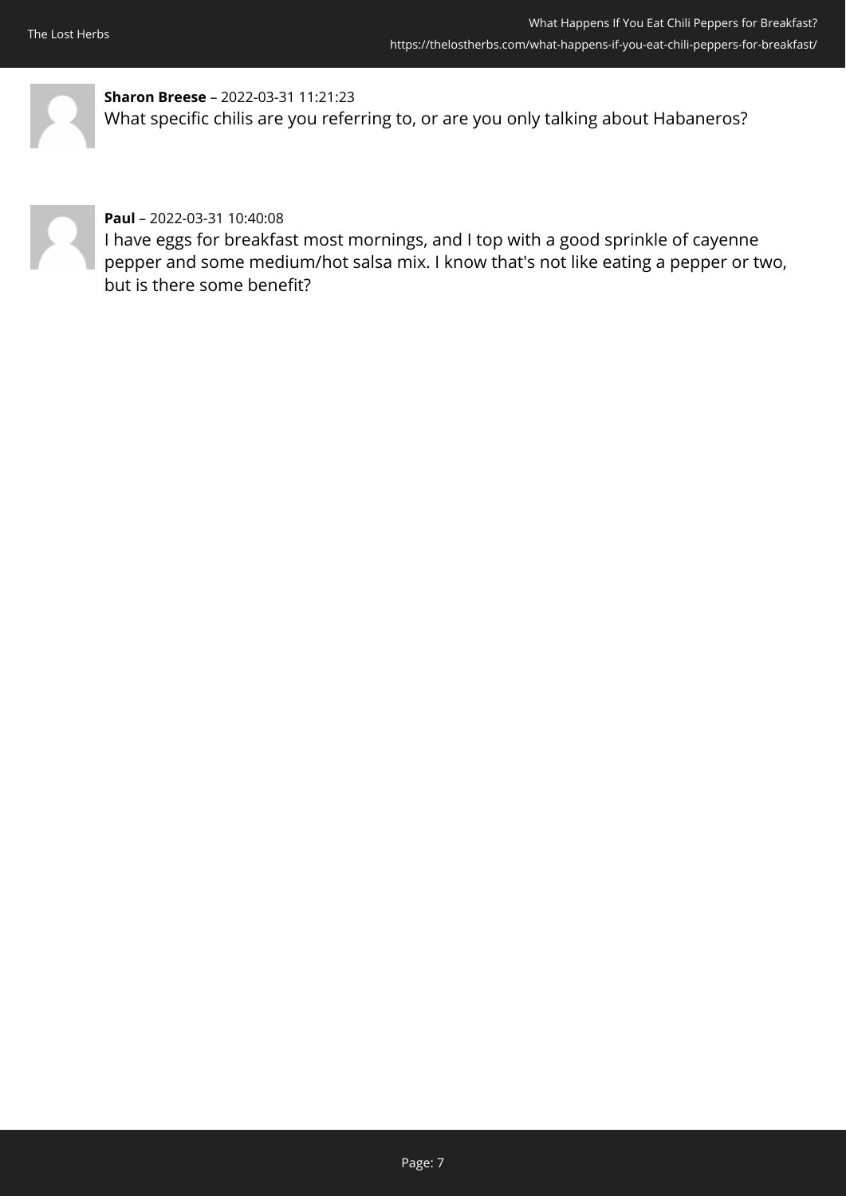**Sharon Breese** – 2022-03-31 11:21:23
What specific chilis are you referring to, or are you only talking about Habaneros?

**Paul** – 2022-03-31 10:40:08
I have eggs for breakfast most mornings, and I top with a good sprinkle of cayenne pepper and some medium/hot salsa mix. I know that's not like eating a pepper or two, but is there some benefit?